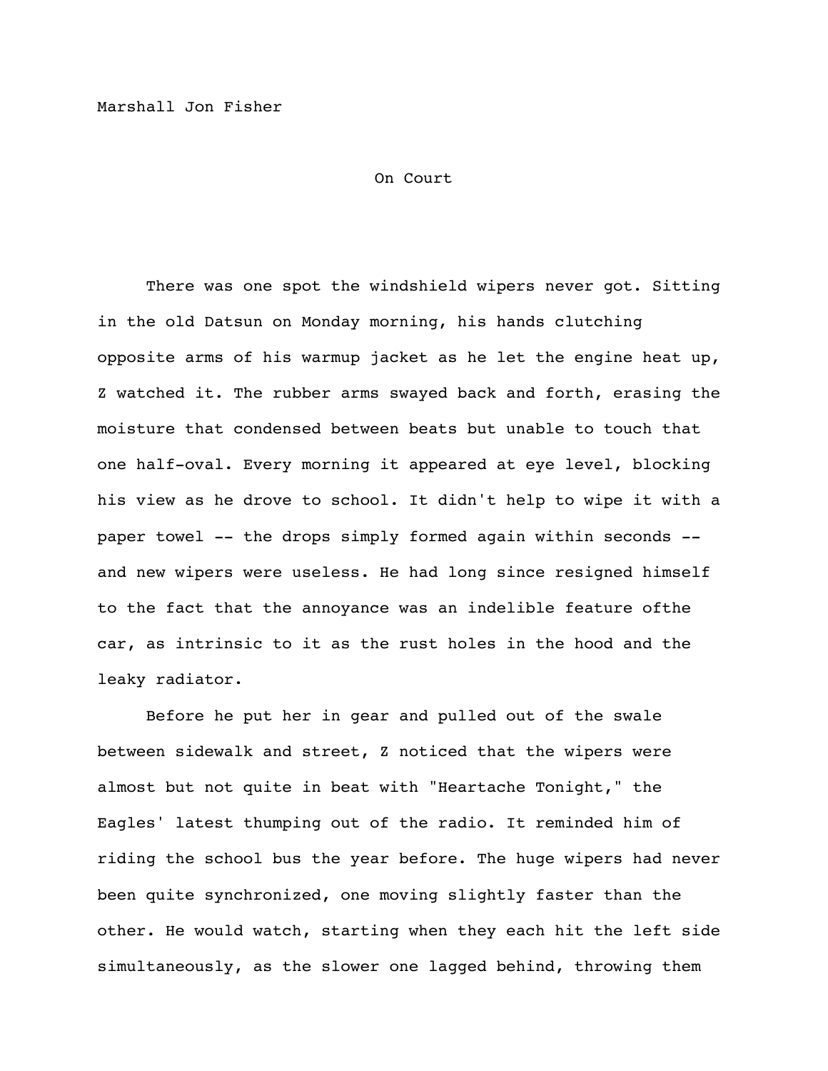Marshall Jon Fisher

# On Court

There was one spot the windshield wipers never got. Sitting in the old Datsun on Monday morning, his hands clutching opposite arms of his warmup jacket as he let the engine heat up, Z watched it. The rubber arms swayed back and forth, erasing the moisture that condensed between beats but unable to touch that one half-oval. Every morning it appeared at eye level, blocking his view as he drove to school. It didn't help to wipe it with a paper towel -- the drops simply formed again within seconds -- and new wipers were useless. He had long since resigned himself to the fact that the annoyance was an indelible feature ofthe car, as intrinsic to it as the rust holes in the hood and the leaky radiator.

Before he put her in gear and pulled out of the swale between sidewalk and street, Z noticed that the wipers were almost but not quite in beat with "Heartache Tonight," the Eagles' latest thumping out of the radio. It reminded him of riding the school bus the year before. The huge wipers had never been quite synchronized, one moving slightly faster than the other. He would watch, starting when they each hit the left side simultaneously, as the slower one lagged behind, throwing them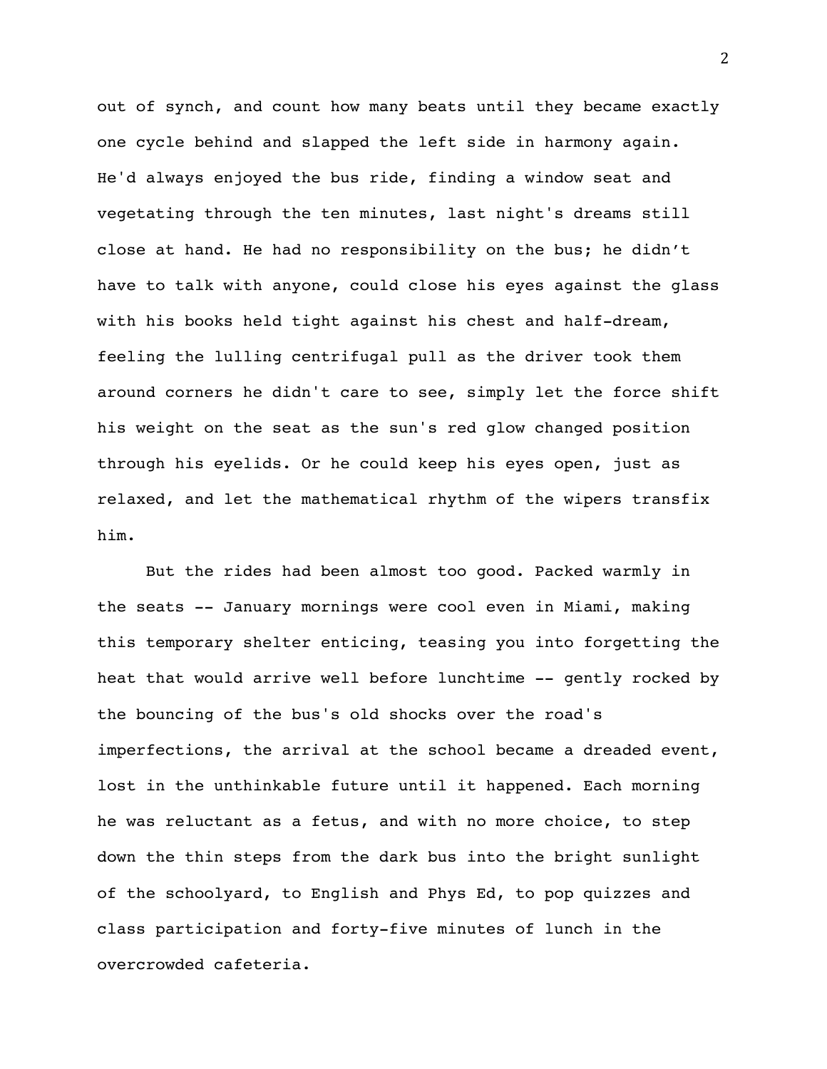out of synch, and count how many beats until they became exactly one cycle behind and slapped the left side in harmony again. He'd always enjoyed the bus ride, finding a window seat and vegetating through the ten minutes, last night's dreams still close at hand. He had no responsibility on the bus; he didn't have to talk with anyone, could close his eyes against the glass with his books held tight against his chest and half-dream, feeling the lulling centrifugal pull as the driver took them around corners he didn't care to see, simply let the force shift his weight on the seat as the sun's red glow changed position through his eyelids. Or he could keep his eyes open, just as relaxed, and let the mathematical rhythm of the wipers transfix him.

But the rides had been almost too good. Packed warmly in the seats -- January mornings were cool even in Miami, making this temporary shelter enticing, teasing you into forgetting the heat that would arrive well before lunchtime -- gently rocked by the bouncing of the bus's old shocks over the road's imperfections, the arrival at the school became a dreaded event, lost in the unthinkable future until it happened. Each morning he was reluctant as a fetus, and with no more choice, to step down the thin steps from the dark bus into the bright sunlight of the schoolyard, to English and Phys Ed, to pop quizzes and class participation and forty-five minutes of lunch in the overcrowded cafeteria.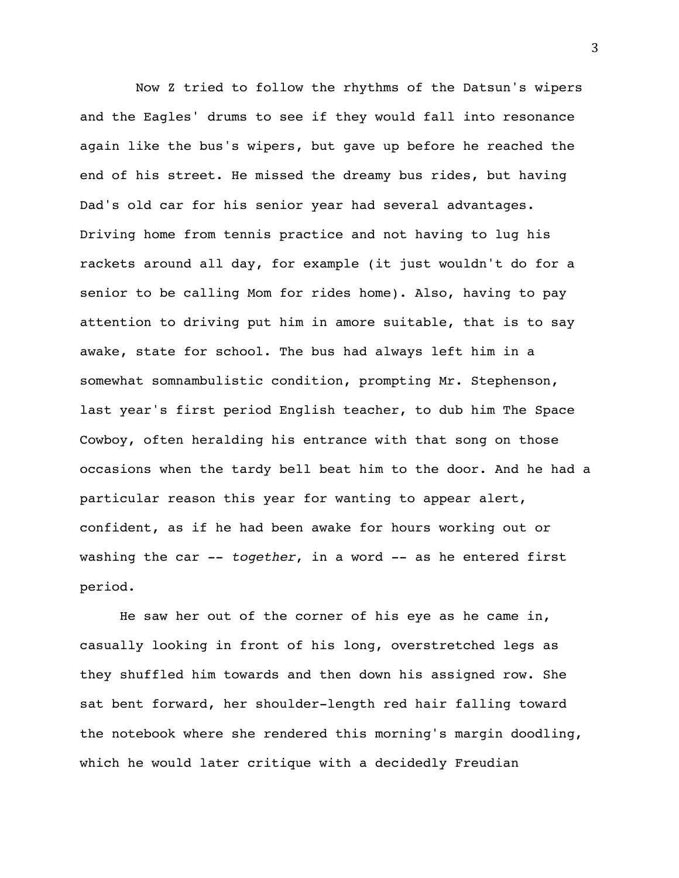Now Z tried to follow the rhythms of the Datsun's wipers and the Eagles' drums to see if they would fall into resonance again like the bus's wipers, but gave up before he reached the end of his street. He missed the dreamy bus rides, but having Dad's old car for his senior year had several advantages. Driving home from tennis practice and not having to lug his rackets around all day, for example (it just wouldn't do for a senior to be calling Mom for rides home). Also, having to pay attention to driving put him in amore suitable, that is to say awake, state for school. The bus had always left him in a somewhat somnambulistic condition, prompting Mr. Stephenson, last year's first period English teacher, to dub him The Space Cowboy, often heralding his entrance with that song on those occasions when the tardy bell beat him to the door. And he had a particular reason this year for wanting to appear alert, confident, as if he had been awake for hours working out or washing the car -- *together*, in a word -- as he entered first period.

He saw her out of the corner of his eye as he came in, casually looking in front of his long, overstretched legs as they shuffled him towards and then down his assigned row. She sat bent forward, her shoulder-length red hair falling toward the notebook where she rendered this morning's margin doodling, which he would later critique with a decidedly Freudian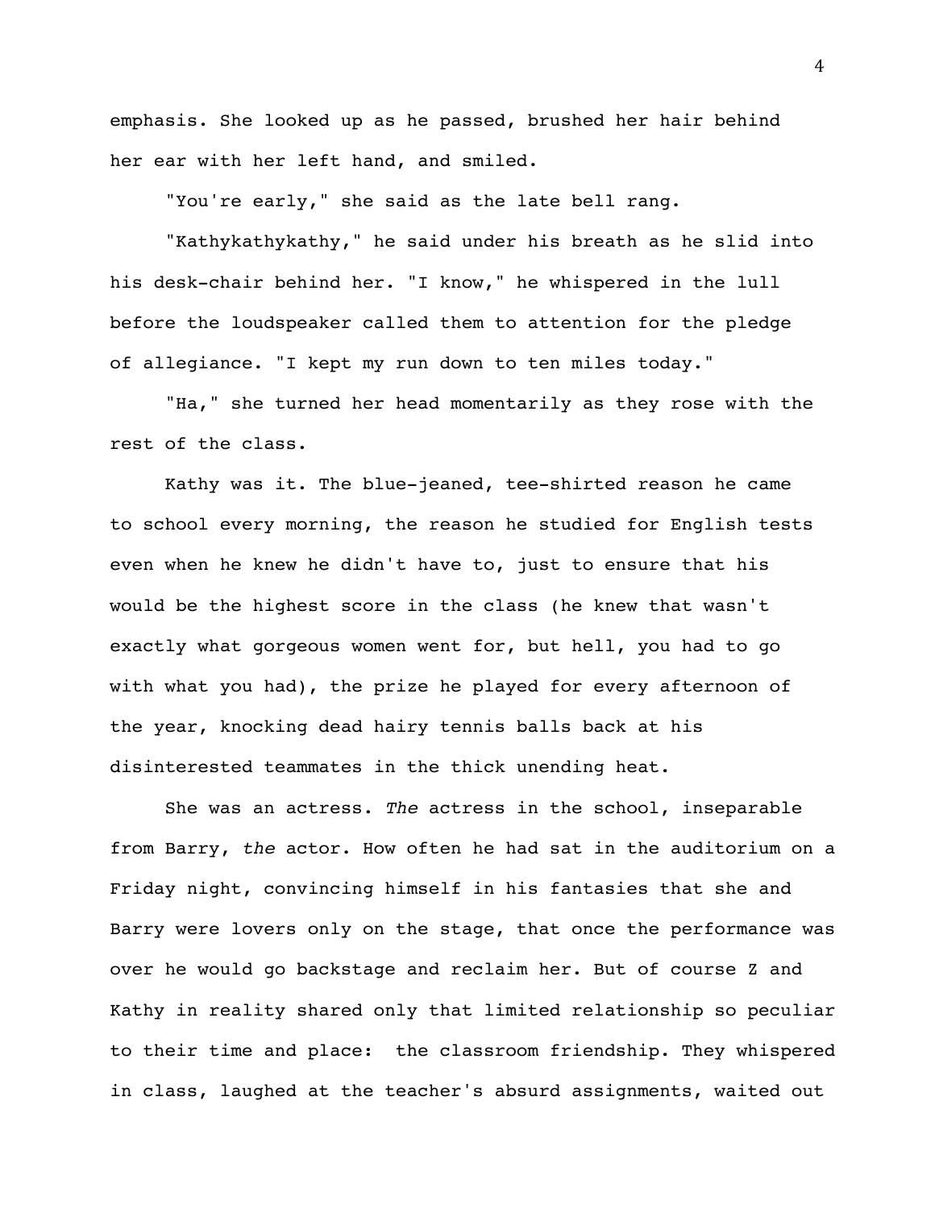emphasis. She looked up as he passed, brushed her hair behind her ear with her left hand, and smiled.

"You're early," she said as the late bell rang.

"Kathykathykathy," he said under his breath as he slid into his desk-chair behind her. "I know," he whispered in the lull before the loudspeaker called them to attention for the pledge of allegiance. "I kept my run down to ten miles today."

"Ha," she turned her head momentarily as they rose with the rest of the class.

Kathy was it. The blue-jeaned, tee-shirted reason he came to school every morning, the reason he studied for English tests even when he knew he didn't have to, just to ensure that his would be the highest score in the class (he knew that wasn't exactly what gorgeous women went for, but hell, you had to go with what you had), the prize he played for every afternoon of the year, knocking dead hairy tennis balls back at his disinterested teammates in the thick unending heat.

She was an actress. *The* actress in the school, inseparable from Barry, *the* actor. How often he had sat in the auditorium on a Friday night, convincing himself in his fantasies that she and Barry were lovers only on the stage, that once the performance was over he would go backstage and reclaim her. But of course Z and Kathy in reality shared only that limited relationship so peculiar to their time and place:  the classroom friendship. They whispered in class, laughed at the teacher's absurd assignments, waited out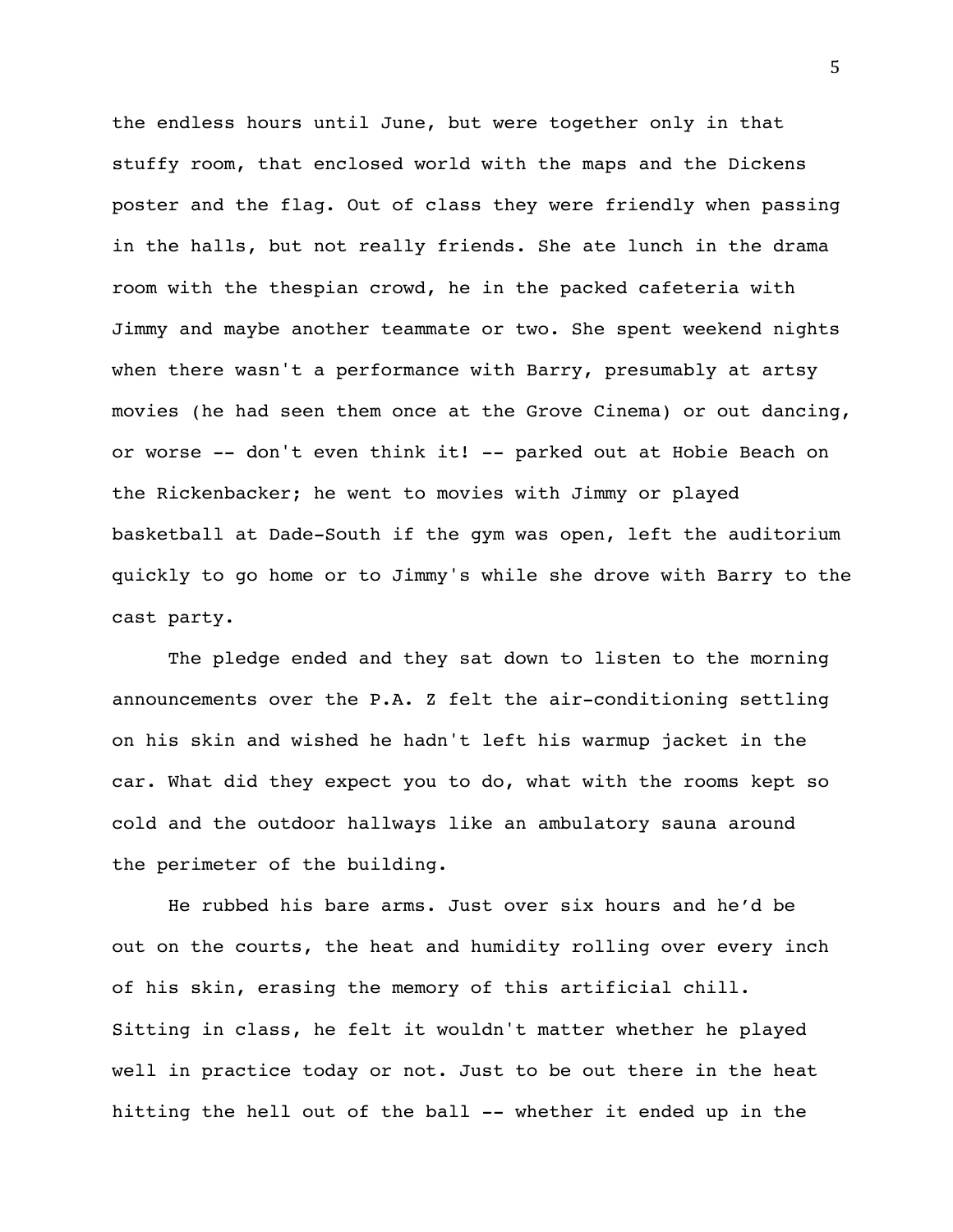the endless hours until June, but were together only in that stuffy room, that enclosed world with the maps and the Dickens poster and the flag. Out of class they were friendly when passing in the halls, but not really friends. She ate lunch in the drama room with the thespian crowd, he in the packed cafeteria with Jimmy and maybe another teammate or two. She spent weekend nights when there wasn't a performance with Barry, presumably at artsy movies (he had seen them once at the Grove Cinema) or out dancing, or worse -- don't even think it! -- parked out at Hobie Beach on the Rickenbacker; he went to movies with Jimmy or played basketball at Dade-South if the gym was open, left the auditorium quickly to go home or to Jimmy's while she drove with Barry to the cast party.

The pledge ended and they sat down to listen to the morning announcements over the P.A. Z felt the air-conditioning settling on his skin and wished he hadn't left his warmup jacket in the car. What did they expect you to do, what with the rooms kept so cold and the outdoor hallways like an ambulatory sauna around the perimeter of the building.

He rubbed his bare arms. Just over six hours and he'd be out on the courts, the heat and humidity rolling over every inch of his skin, erasing the memory of this artificial chill. Sitting in class, he felt it wouldn't matter whether he played well in practice today or not. Just to be out there in the heat hitting the hell out of the ball -- whether it ended up in the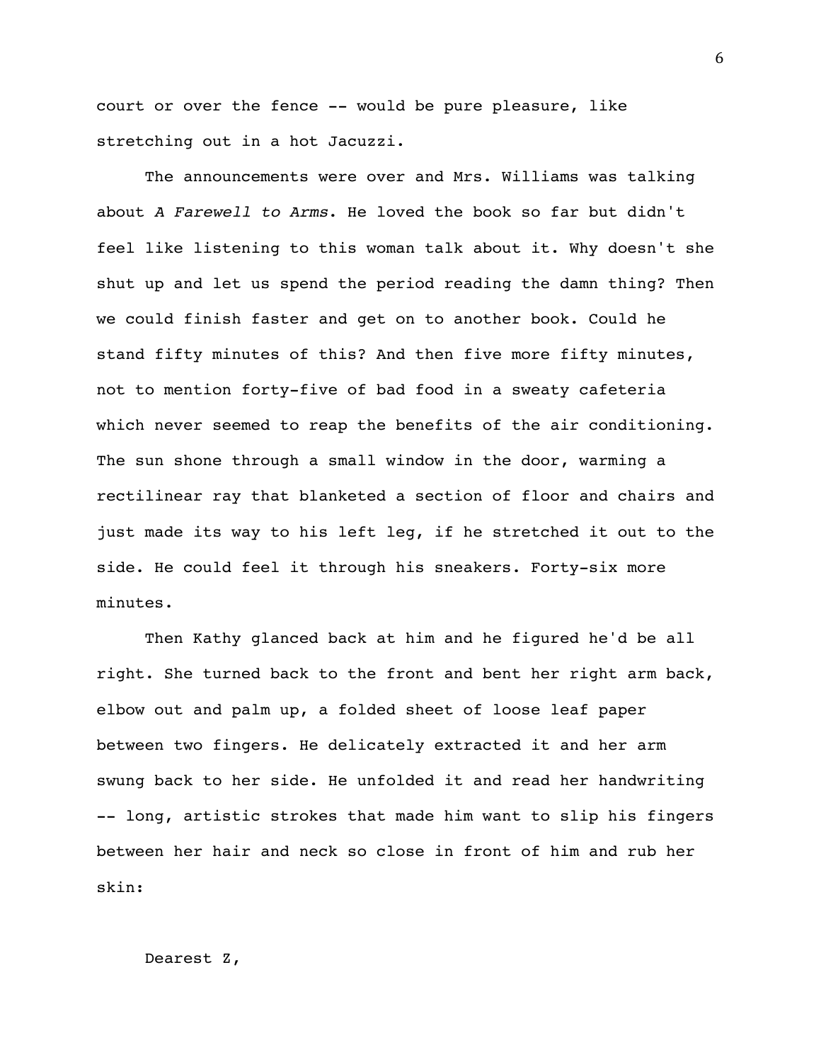court or over the fence -- would be pure pleasure, like stretching out in a hot Jacuzzi.

The announcements were over and Mrs. Williams was talking about *A Farewell to Arms*. He loved the book so far but didn't feel like listening to this woman talk about it. Why doesn't she shut up and let us spend the period reading the damn thing? Then we could finish faster and get on to another book. Could he stand fifty minutes of this? And then five more fifty minutes, not to mention forty-five of bad food in a sweaty cafeteria which never seemed to reap the benefits of the air conditioning. The sun shone through a small window in the door, warming a rectilinear ray that blanketed a section of floor and chairs and just made its way to his left leg, if he stretched it out to the side. He could feel it through his sneakers. Forty-six more minutes.

Then Kathy glanced back at him and he figured he'd be all right. She turned back to the front and bent her right arm back, elbow out and palm up, a folded sheet of loose leaf paper between two fingers. He delicately extracted it and her arm swung back to her side. He unfolded it and read her handwriting -- long, artistic strokes that made him want to slip his fingers between her hair and neck so close in front of him and rub her skin:

Dearest Z,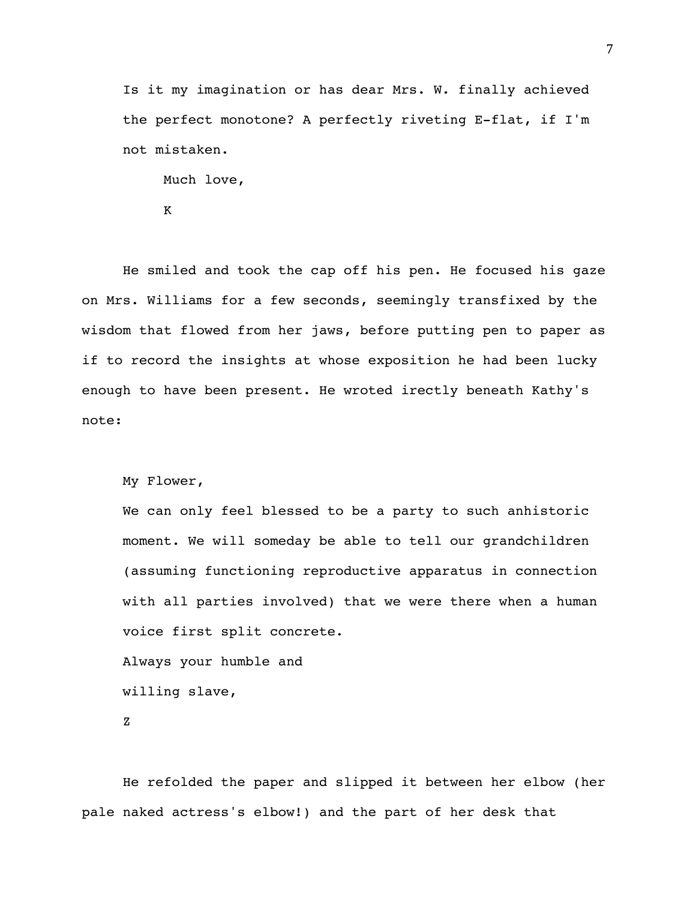Is it my imagination or has dear Mrs. W. finally achieved the perfect monotone? A perfectly riveting E-flat, if I'm not mistaken.

Much love,

K

He smiled and took the cap off his pen. He focused his gaze on Mrs. Williams for a few seconds, seemingly transfixed by the wisdom that flowed from her jaws, before putting pen to paper as if to record the insights at whose exposition he had been lucky enough to have been present. He wroted irectly beneath Kathy's note:

My Flower,

We can only feel blessed to be a party to such anhistoric moment. We will someday be able to tell our grandchildren (assuming functioning reproductive apparatus in connection with all parties involved) that we were there when a human voice first split concrete.

Always your humble and

willing slave,

Z

He refolded the paper and slipped it between her elbow (her pale naked actress's elbow!) and the part of her desk that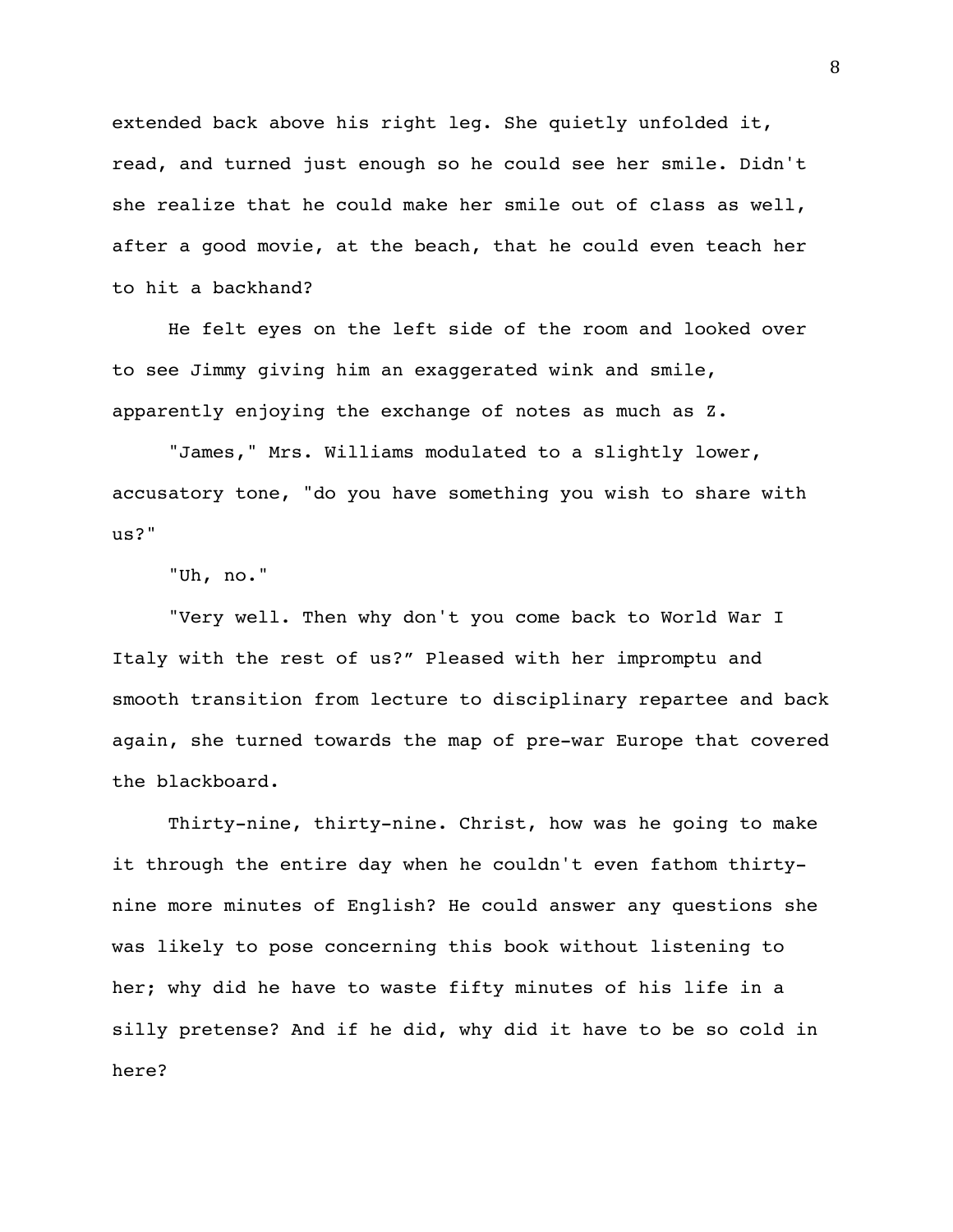extended back above his right leg. She quietly unfolded it, read, and turned just enough so he could see her smile. Didn't she realize that he could make her smile out of class as well, after a good movie, at the beach, that he could even teach her to hit a backhand?

He felt eyes on the left side of the room and looked over to see Jimmy giving him an exaggerated wink and smile, apparently enjoying the exchange of notes as much as Z.

"James," Mrs. Williams modulated to a slightly lower, accusatory tone, "do you have something you wish to share with us?"

"Uh, no."

"Very well. Then why don't you come back to World War I Italy with the rest of us?" Pleased with her impromptu and smooth transition from lecture to disciplinary repartee and back again, she turned towards the map of pre-war Europe that covered the blackboard.

Thirty-nine, thirty-nine. Christ, how was he going to make it through the entire day when he couldn't even fathom thirty-nine more minutes of English? He could answer any questions she was likely to pose concerning this book without listening to her; why did he have to waste fifty minutes of his life in a silly pretense? And if he did, why did it have to be so cold in here?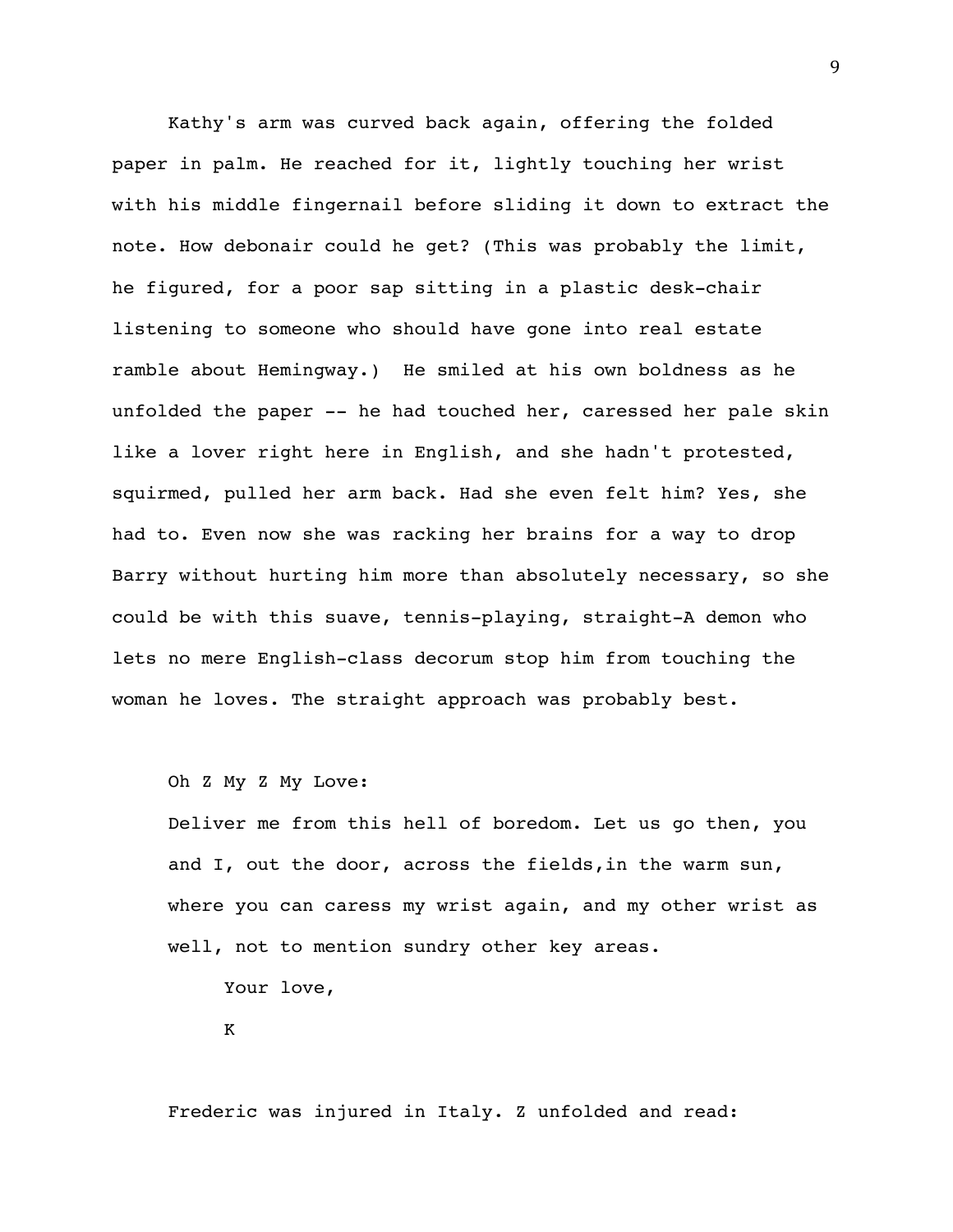Kathy's arm was curved back again, offering the folded paper in palm. He reached for it, lightly touching her wrist with his middle fingernail before sliding it down to extract the note. How debonair could he get? (This was probably the limit, he figured, for a poor sap sitting in a plastic desk-chair listening to someone who should have gone into real estate ramble about Hemingway.) He smiled at his own boldness as he unfolded the paper -- he had touched her, caressed her pale skin like a lover right here in English, and she hadn't protested, squirmed, pulled her arm back. Had she even felt him? Yes, she had to. Even now she was racking her brains for a way to drop Barry without hurting him more than absolutely necessary, so she could be with this suave, tennis-playing, straight-A demon who lets no mere English-class decorum stop him from touching the woman he loves. The straight approach was probably best.

Oh Z My Z My Love:

Deliver me from this hell of boredom. Let us go then, you and I, out the door, across the fields,in the warm sun, where you can caress my wrist again, and my other wrist as well, not to mention sundry other key areas.

Your love,

K

Frederic was injured in Italy. Z unfolded and read: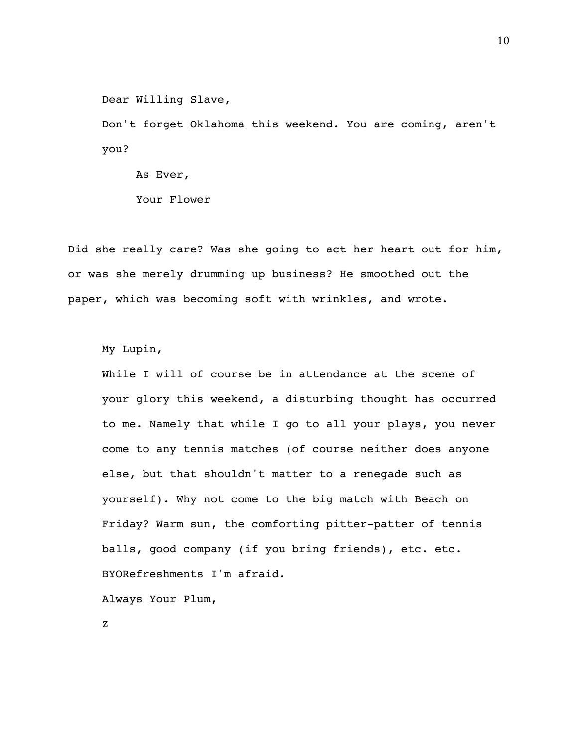Dear Willing Slave,

Don't forget <u>Oklahoma</u> this weekend. You are coming, aren't you?

As Ever,

Your Flower

Did she really care? Was she going to act her heart out for him, or was she merely drumming up business? He smoothed out the paper, which was becoming soft with wrinkles, and wrote.

My Lupin,

While I will of course be in attendance at the scene of your glory this weekend, a disturbing thought has occurred to me. Namely that while I go to all your plays, you never come to any tennis matches (of course neither does anyone else, but that shouldn't matter to a renegade such as yourself). Why not come to the big match with Beach on Friday? Warm sun, the comforting pitter-patter of tennis balls, good company (if you bring friends), etc. etc. BYORefreshments I'm afraid.

Always Your Plum,

Z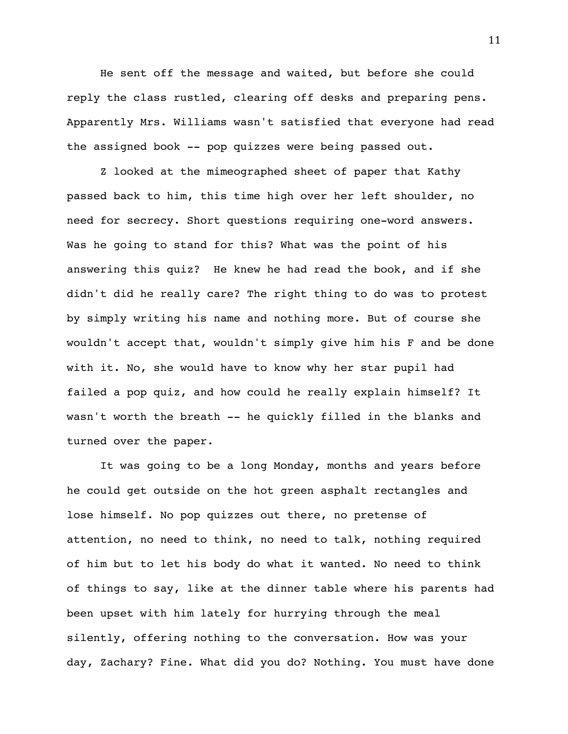He sent off the message and waited, but before she could reply the class rustled, clearing off desks and preparing pens. Apparently Mrs. Williams wasn't satisfied that everyone had read the assigned book -- pop quizzes were being passed out.

Z looked at the mimeographed sheet of paper that Kathy passed back to him, this time high over her left shoulder, no need for secrecy. Short questions requiring one-word answers. Was he going to stand for this? What was the point of his answering this quiz? He knew he had read the book, and if she didn't did he really care? The right thing to do was to protest by simply writing his name and nothing more. But of course she wouldn't accept that, wouldn't simply give him his F and be done with it. No, she would have to know why her star pupil had failed a pop quiz, and how could he really explain himself? It wasn't worth the breath -- he quickly filled in the blanks and turned over the paper.

It was going to be a long Monday, months and years before he could get outside on the hot green asphalt rectangles and lose himself. No pop quizzes out there, no pretense of attention, no need to think, no need to talk, nothing required of him but to let his body do what it wanted. No need to think of things to say, like at the dinner table where his parents had been upset with him lately for hurrying through the meal silently, offering nothing to the conversation. How was your day, Zachary? Fine. What did you do? Nothing. You must have done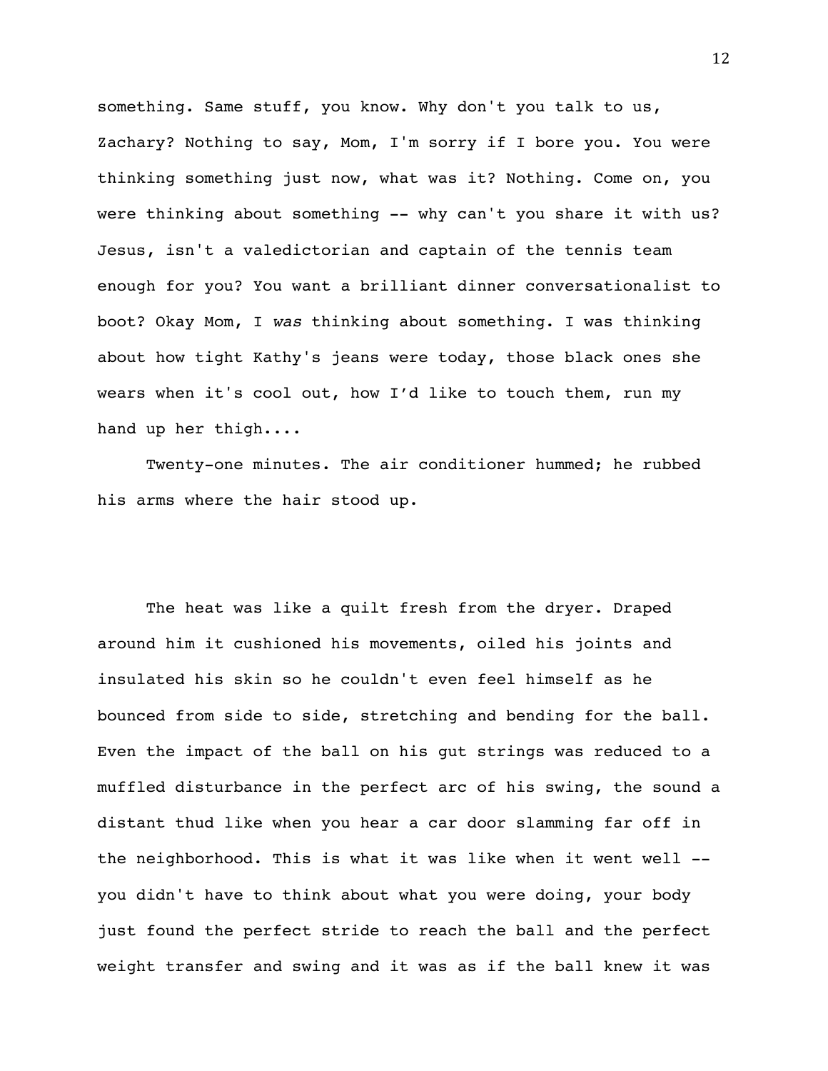something. Same stuff, you know. Why don't you talk to us, Zachary? Nothing to say, Mom, I'm sorry if I bore you. You were thinking something just now, what was it? Nothing. Come on, you were thinking about something -- why can't you share it with us? Jesus, isn't a valedictorian and captain of the tennis team enough for you? You want a brilliant dinner conversationalist to boot? Okay Mom, I *was* thinking about something. I was thinking about how tight Kathy's jeans were today, those black ones she wears when it's cool out, how I'd like to touch them, run my hand up her thigh....

Twenty-one minutes. The air conditioner hummed; he rubbed his arms where the hair stood up.

The heat was like a quilt fresh from the dryer. Draped around him it cushioned his movements, oiled his joints and insulated his skin so he couldn't even feel himself as he bounced from side to side, stretching and bending for the ball. Even the impact of the ball on his gut strings was reduced to a muffled disturbance in the perfect arc of his swing, the sound a distant thud like when you hear a car door slamming far off in the neighborhood. This is what it was like when it went well -- you didn't have to think about what you were doing, your body just found the perfect stride to reach the ball and the perfect weight transfer and swing and it was as if the ball knew it was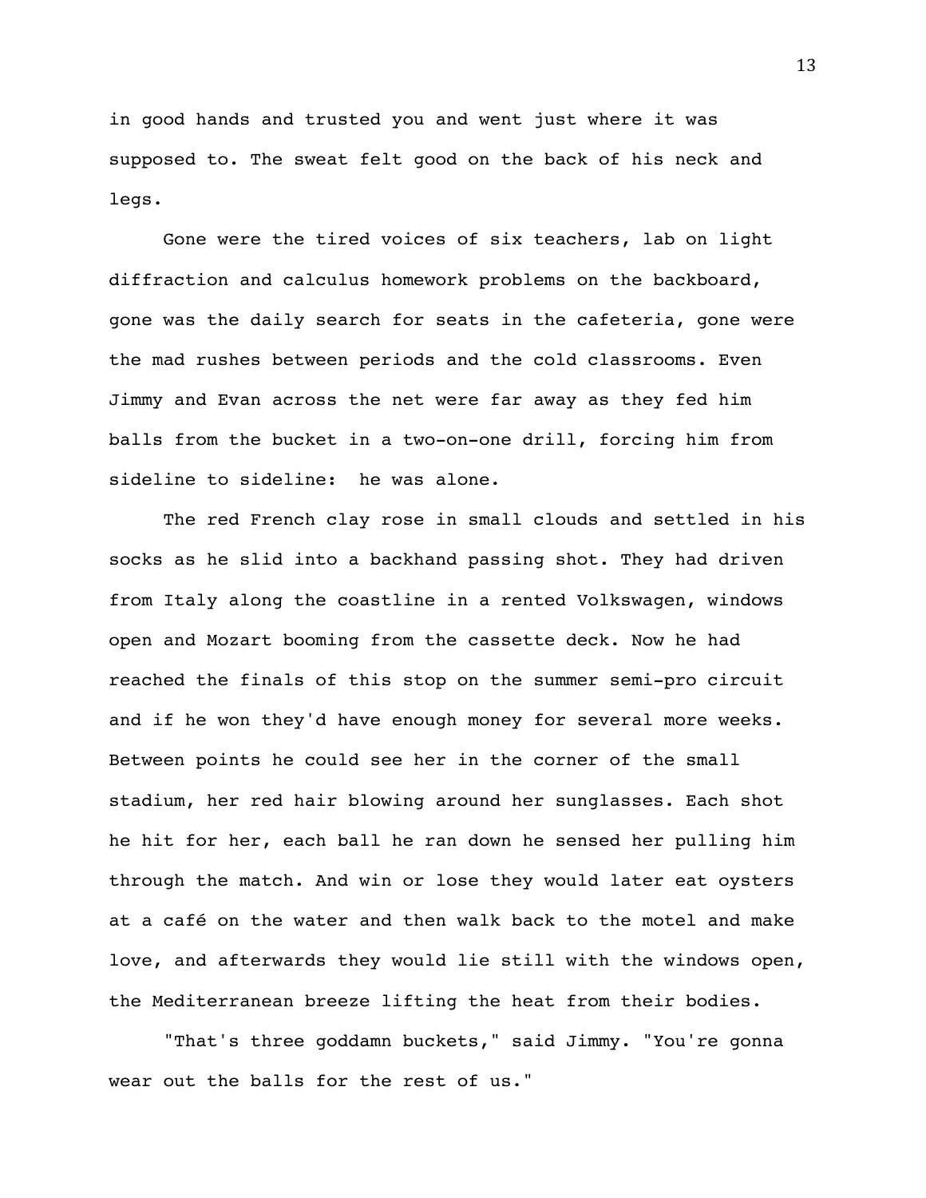in good hands and trusted you and went just where it was supposed to. The sweat felt good on the back of his neck and legs.

Gone were the tired voices of six teachers, lab on light diffraction and calculus homework problems on the backboard, gone was the daily search for seats in the cafeteria, gone were the mad rushes between periods and the cold classrooms. Even Jimmy and Evan across the net were far away as they fed him balls from the bucket in a two-on-one drill, forcing him from sideline to sideline:  he was alone.

The red French clay rose in small clouds and settled in his socks as he slid into a backhand passing shot. They had driven from Italy along the coastline in a rented Volkswagen, windows open and Mozart booming from the cassette deck. Now he had reached the finals of this stop on the summer semi-pro circuit and if he won they'd have enough money for several more weeks. Between points he could see her in the corner of the small stadium, her red hair blowing around her sunglasses. Each shot he hit for her, each ball he ran down he sensed her pulling him through the match. And win or lose they would later eat oysters at a café on the water and then walk back to the motel and make love, and afterwards they would lie still with the windows open, the Mediterranean breeze lifting the heat from their bodies.

"That's three goddamn buckets," said Jimmy. "You're gonna wear out the balls for the rest of us."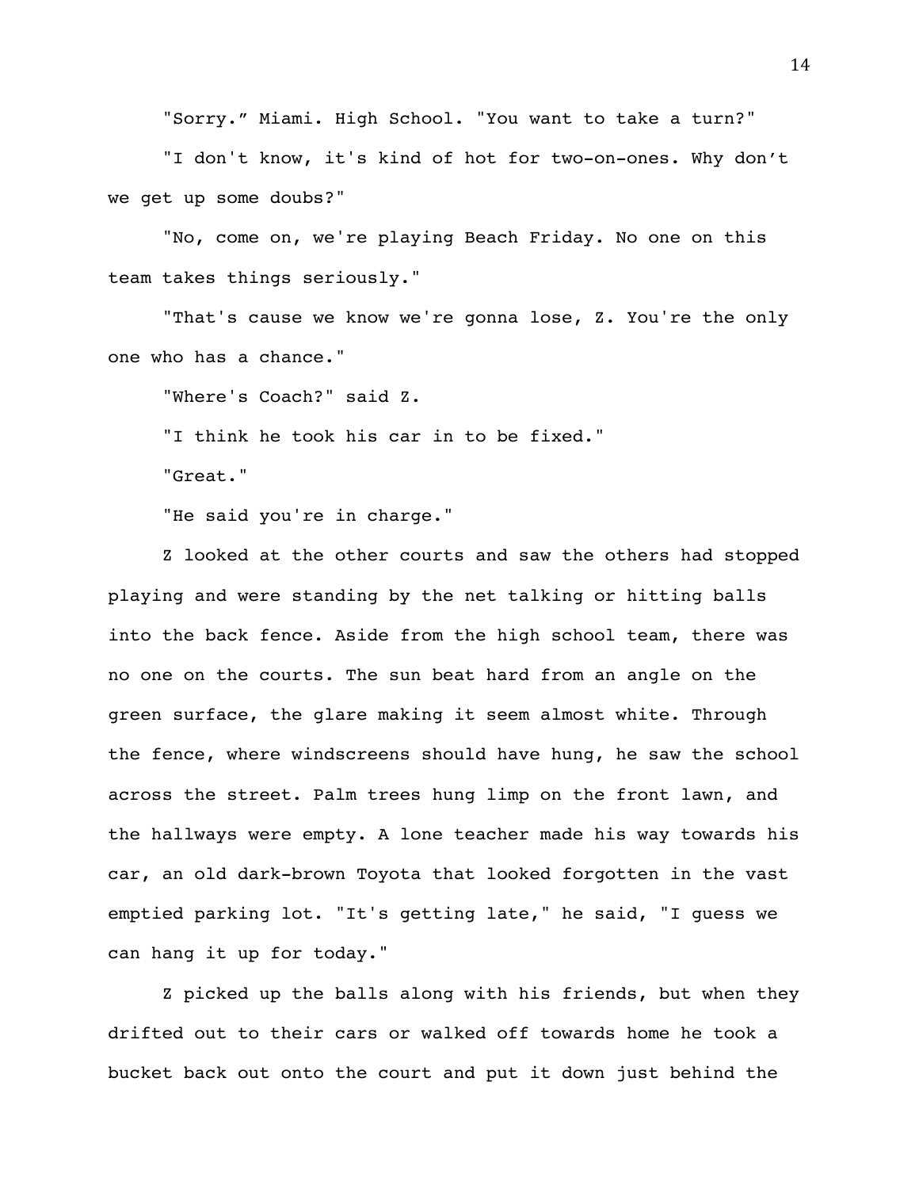"Sorry." Miami. High School. "You want to take a turn?"

"I don't know, it's kind of hot for two-on-ones. Why don't we get up some doubs?"

"No, come on, we're playing Beach Friday. No one on this team takes things seriously."

"That's cause we know we're gonna lose, Z. You're the only one who has a chance."

"Where's Coach?" said Z.

"I think he took his car in to be fixed."

"Great."

"He said you're in charge."

Z looked at the other courts and saw the others had stopped playing and were standing by the net talking or hitting balls into the back fence. Aside from the high school team, there was no one on the courts. The sun beat hard from an angle on the green surface, the glare making it seem almost white. Through the fence, where windscreens should have hung, he saw the school across the street. Palm trees hung limp on the front lawn, and the hallways were empty. A lone teacher made his way towards his car, an old dark-brown Toyota that looked forgotten in the vast emptied parking lot. "It's getting late," he said, "I guess we can hang it up for today."

Z picked up the balls along with his friends, but when they drifted out to their cars or walked off towards home he took a bucket back out onto the court and put it down just behind the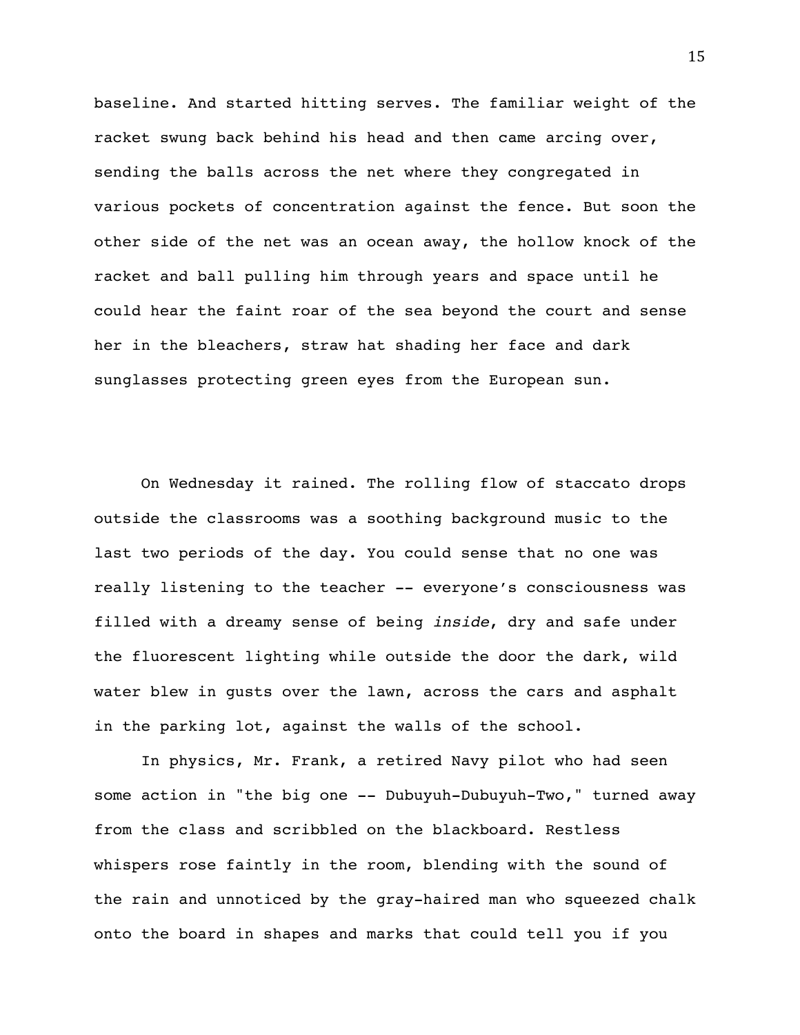baseline. And started hitting serves. The familiar weight of the racket swung back behind his head and then came arcing over, sending the balls across the net where they congregated in various pockets of concentration against the fence. But soon the other side of the net was an ocean away, the hollow knock of the racket and ball pulling him through years and space until he could hear the faint roar of the sea beyond the court and sense her in the bleachers, straw hat shading her face and dark sunglasses protecting green eyes from the European sun.

On Wednesday it rained. The rolling flow of staccato drops outside the classrooms was a soothing background music to the last two periods of the day. You could sense that no one was really listening to the teacher -- everyone's consciousness was filled with a dreamy sense of being *inside*, dry and safe under the fluorescent lighting while outside the door the dark, wild water blew in gusts over the lawn, across the cars and asphalt in the parking lot, against the walls of the school.

In physics, Mr. Frank, a retired Navy pilot who had seen some action in "the big one -- Dubuyuh-Dubuyuh-Two," turned away from the class and scribbled on the blackboard. Restless whispers rose faintly in the room, blending with the sound of the rain and unnoticed by the gray-haired man who squeezed chalk onto the board in shapes and marks that could tell you if you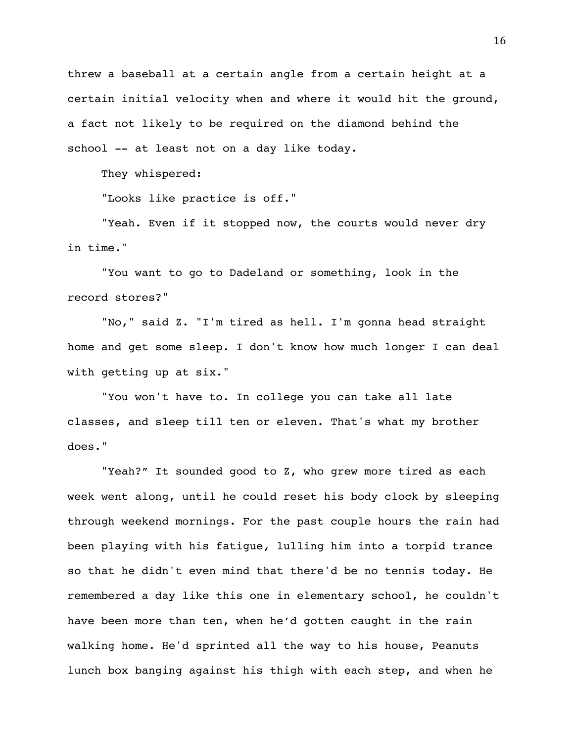threw a baseball at a certain angle from a certain height at a certain initial velocity when and where it would hit the ground, a fact not likely to be required on the diamond behind the school -- at least not on a day like today.

They whispered:

"Looks like practice is off."

"Yeah. Even if it stopped now, the courts would never dry in time."

"You want to go to Dadeland or something, look in the record stores?"

"No," said Z. "I'm tired as hell. I'm gonna head straight home and get some sleep. I don't know how much longer I can deal with getting up at six."

"You won't have to. In college you can take all late classes, and sleep till ten or eleven. That's what my brother does."

"Yeah?" It sounded good to Z, who grew more tired as each week went along, until he could reset his body clock by sleeping through weekend mornings. For the past couple hours the rain had been playing with his fatigue, lulling him into a torpid trance so that he didn't even mind that there'd be no tennis today. He remembered a day like this one in elementary school, he couldn't have been more than ten, when he'd gotten caught in the rain walking home. He'd sprinted all the way to his house, Peanuts lunch box banging against his thigh with each step, and when he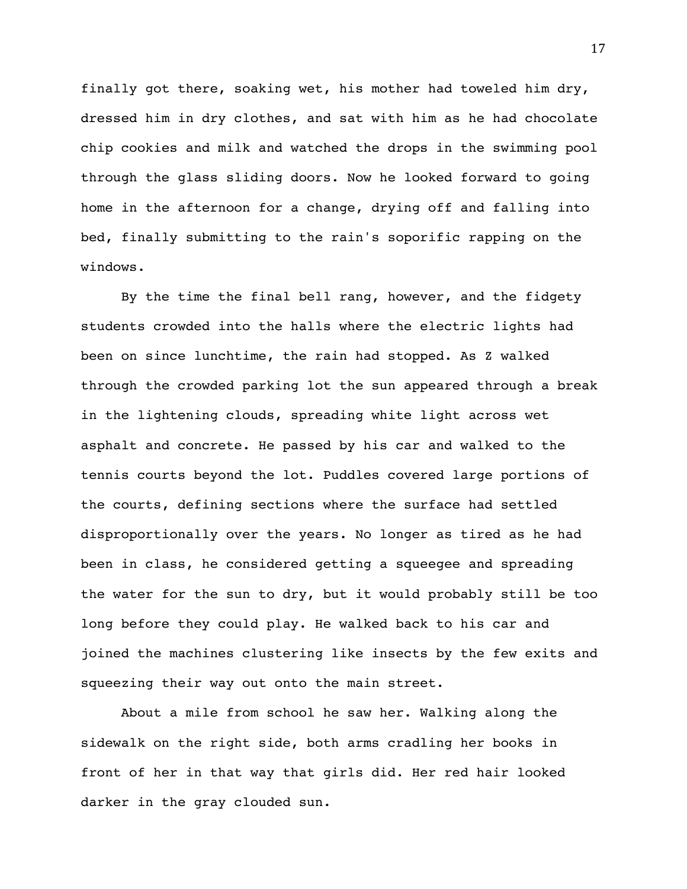finally got there, soaking wet, his mother had toweled him dry, dressed him in dry clothes, and sat with him as he had chocolate chip cookies and milk and watched the drops in the swimming pool through the glass sliding doors. Now he looked forward to going home in the afternoon for a change, drying off and falling into bed, finally submitting to the rain's soporific rapping on the windows.

By the time the final bell rang, however, and the fidgety students crowded into the halls where the electric lights had been on since lunchtime, the rain had stopped. As Z walked through the crowded parking lot the sun appeared through a break in the lightening clouds, spreading white light across wet asphalt and concrete. He passed by his car and walked to the tennis courts beyond the lot. Puddles covered large portions of the courts, defining sections where the surface had settled disproportionally over the years. No longer as tired as he had been in class, he considered getting a squeegee and spreading the water for the sun to dry, but it would probably still be too long before they could play. He walked back to his car and joined the machines clustering like insects by the few exits and squeezing their way out onto the main street.

About a mile from school he saw her. Walking along the sidewalk on the right side, both arms cradling her books in front of her in that way that girls did. Her red hair looked darker in the gray clouded sun.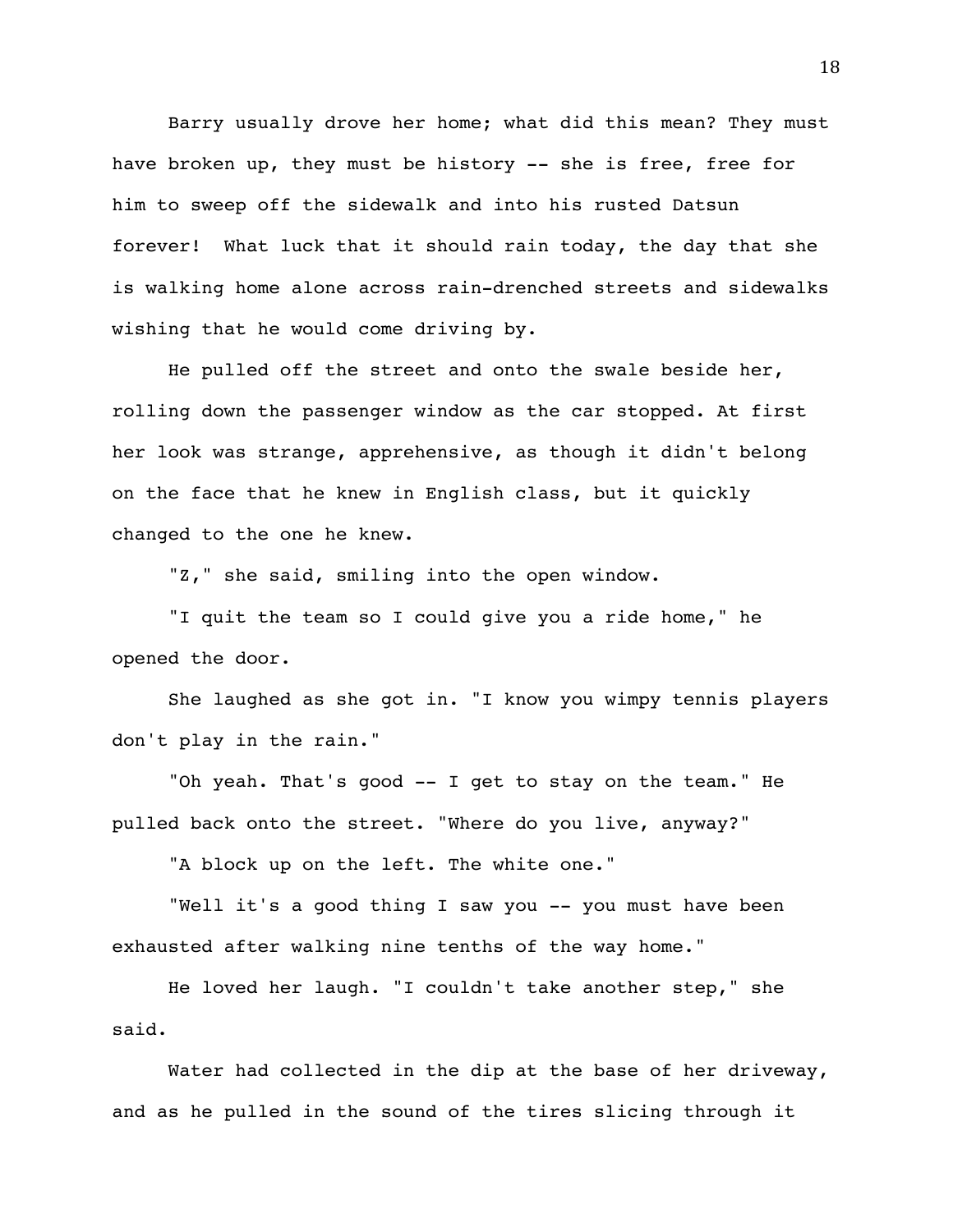Barry usually drove her home; what did this mean? They must have broken up, they must be history -- she is free, free for him to sweep off the sidewalk and into his rusted Datsun forever! What luck that it should rain today, the day that she is walking home alone across rain-drenched streets and sidewalks wishing that he would come driving by.

He pulled off the street and onto the swale beside her, rolling down the passenger window as the car stopped. At first her look was strange, apprehensive, as though it didn't belong on the face that he knew in English class, but it quickly changed to the one he knew.

"Z," she said, smiling into the open window.

"I quit the team so I could give you a ride home," he opened the door.

She laughed as she got in. "I know you wimpy tennis players don't play in the rain."

"Oh yeah. That's good -- I get to stay on the team." He pulled back onto the street. "Where do you live, anyway?"

"A block up on the left. The white one."

"Well it's a good thing I saw you -- you must have been exhausted after walking nine tenths of the way home."

He loved her laugh. "I couldn't take another step," she said.

Water had collected in the dip at the base of her driveway, and as he pulled in the sound of the tires slicing through it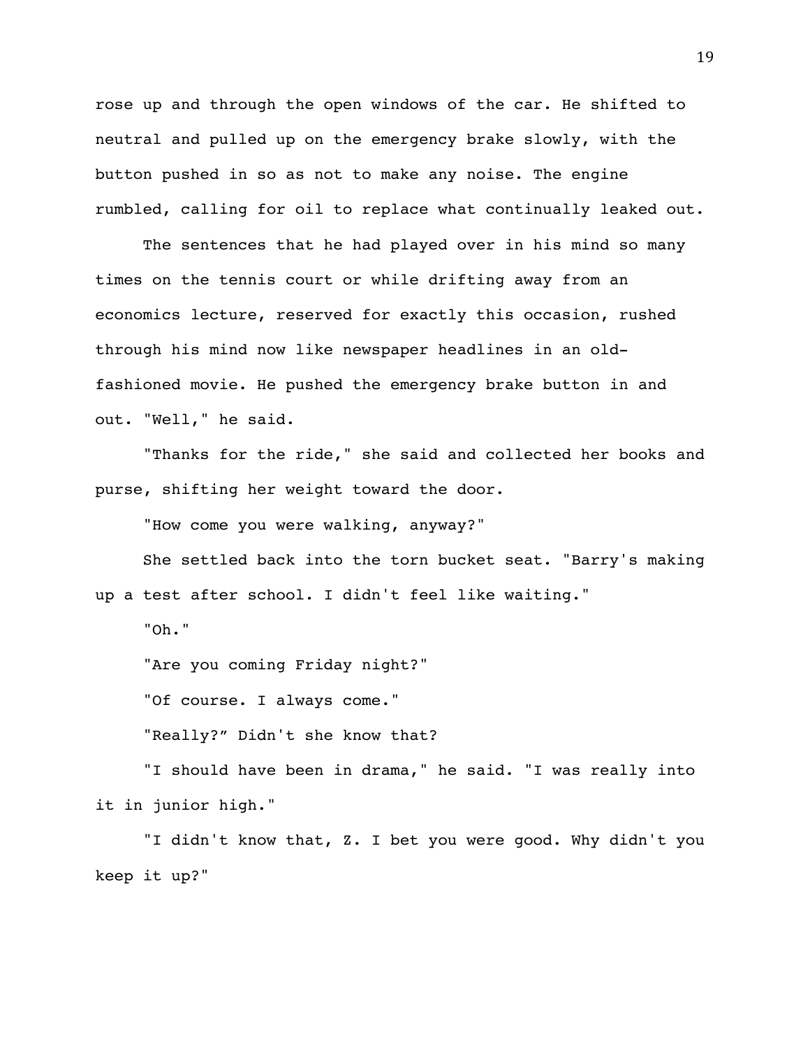rose up and through the open windows of the car. He shifted to neutral and pulled up on the emergency brake slowly, with the button pushed in so as not to make any noise. The engine rumbled, calling for oil to replace what continually leaked out.

The sentences that he had played over in his mind so many times on the tennis court or while drifting away from an economics lecture, reserved for exactly this occasion, rushed through his mind now like newspaper headlines in an old-fashioned movie. He pushed the emergency brake button in and out. "Well," he said.

"Thanks for the ride," she said and collected her books and purse, shifting her weight toward the door.

"How come you were walking, anyway?"

She settled back into the torn bucket seat. "Barry's making up a test after school. I didn't feel like waiting."

"Oh."

"Are you coming Friday night?"

"Of course. I always come."

"Really?" Didn't she know that?

"I should have been in drama," he said. "I was really into it in junior high."

"I didn't know that, Z. I bet you were good. Why didn't you keep it up?"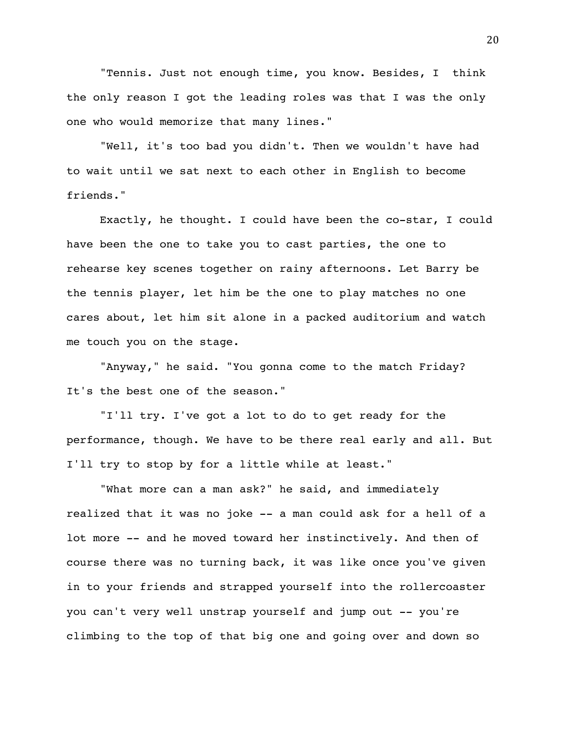"Tennis. Just not enough time, you know. Besides, I think the only reason I got the leading roles was that I was the only one who would memorize that many lines."

"Well, it's too bad you didn't. Then we wouldn't have had to wait until we sat next to each other in English to become friends."

Exactly, he thought. I could have been the co-star, I could have been the one to take you to cast parties, the one to rehearse key scenes together on rainy afternoons. Let Barry be the tennis player, let him be the one to play matches no one cares about, let him sit alone in a packed auditorium and watch me touch you on the stage.

"Anyway," he said. "You gonna come to the match Friday? It's the best one of the season."

"I'll try. I've got a lot to do to get ready for the performance, though. We have to be there real early and all. But I'll try to stop by for a little while at least."

"What more can a man ask?" he said, and immediately realized that it was no joke -- a man could ask for a hell of a lot more -- and he moved toward her instinctively. And then of course there was no turning back, it was like once you've given in to your friends and strapped yourself into the rollercoaster you can't very well unstrap yourself and jump out -- you're climbing to the top of that big one and going over and down so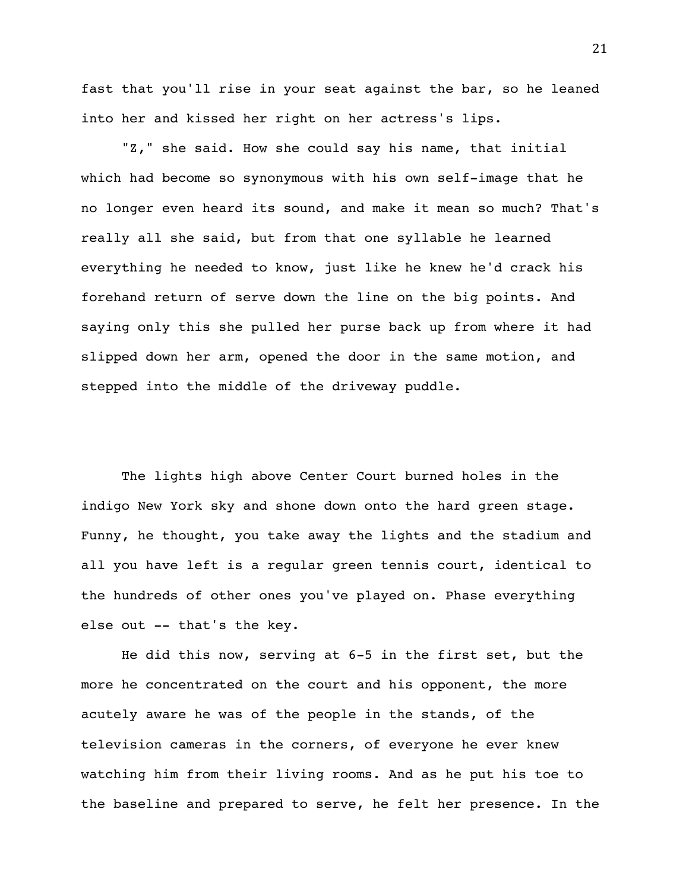fast that you'll rise in your seat against the bar, so he leaned into her and kissed her right on her actress's lips.

"Z," she said. How she could say his name, that initial which had become so synonymous with his own self-image that he no longer even heard its sound, and make it mean so much? That's really all she said, but from that one syllable he learned everything he needed to know, just like he knew he'd crack his forehand return of serve down the line on the big points. And saying only this she pulled her purse back up from where it had slipped down her arm, opened the door in the same motion, and stepped into the middle of the driveway puddle.

The lights high above Center Court burned holes in the indigo New York sky and shone down onto the hard green stage. Funny, he thought, you take away the lights and the stadium and all you have left is a regular green tennis court, identical to the hundreds of other ones you've played on. Phase everything else out -- that's the key.

He did this now, serving at 6-5 in the first set, but the more he concentrated on the court and his opponent, the more acutely aware he was of the people in the stands, of the television cameras in the corners, of everyone he ever knew watching him from their living rooms. And as he put his toe to the baseline and prepared to serve, he felt her presence. In the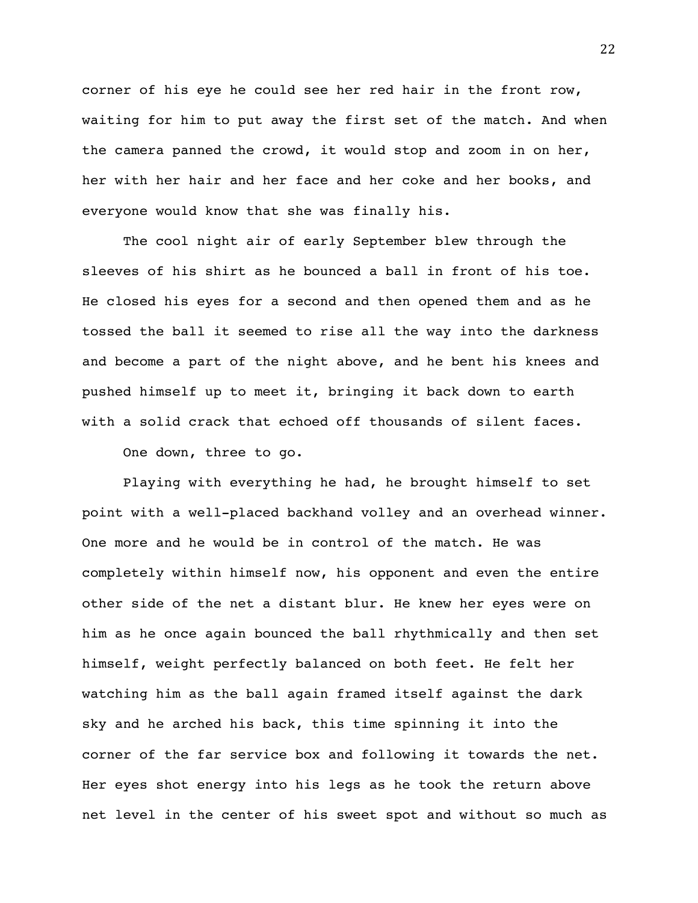corner of his eye he could see her red hair in the front row, waiting for him to put away the first set of the match. And when the camera panned the crowd, it would stop and zoom in on her, her with her hair and her face and her coke and her books, and everyone would know that she was finally his.

The cool night air of early September blew through the sleeves of his shirt as he bounced a ball in front of his toe. He closed his eyes for a second and then opened them and as he tossed the ball it seemed to rise all the way into the darkness and become a part of the night above, and he bent his knees and pushed himself up to meet it, bringing it back down to earth with a solid crack that echoed off thousands of silent faces.

One down, three to go.

Playing with everything he had, he brought himself to set point with a well-placed backhand volley and an overhead winner. One more and he would be in control of the match. He was completely within himself now, his opponent and even the entire other side of the net a distant blur. He knew her eyes were on him as he once again bounced the ball rhythmically and then set himself, weight perfectly balanced on both feet. He felt her watching him as the ball again framed itself against the dark sky and he arched his back, this time spinning it into the corner of the far service box and following it towards the net. Her eyes shot energy into his legs as he took the return above net level in the center of his sweet spot and without so much as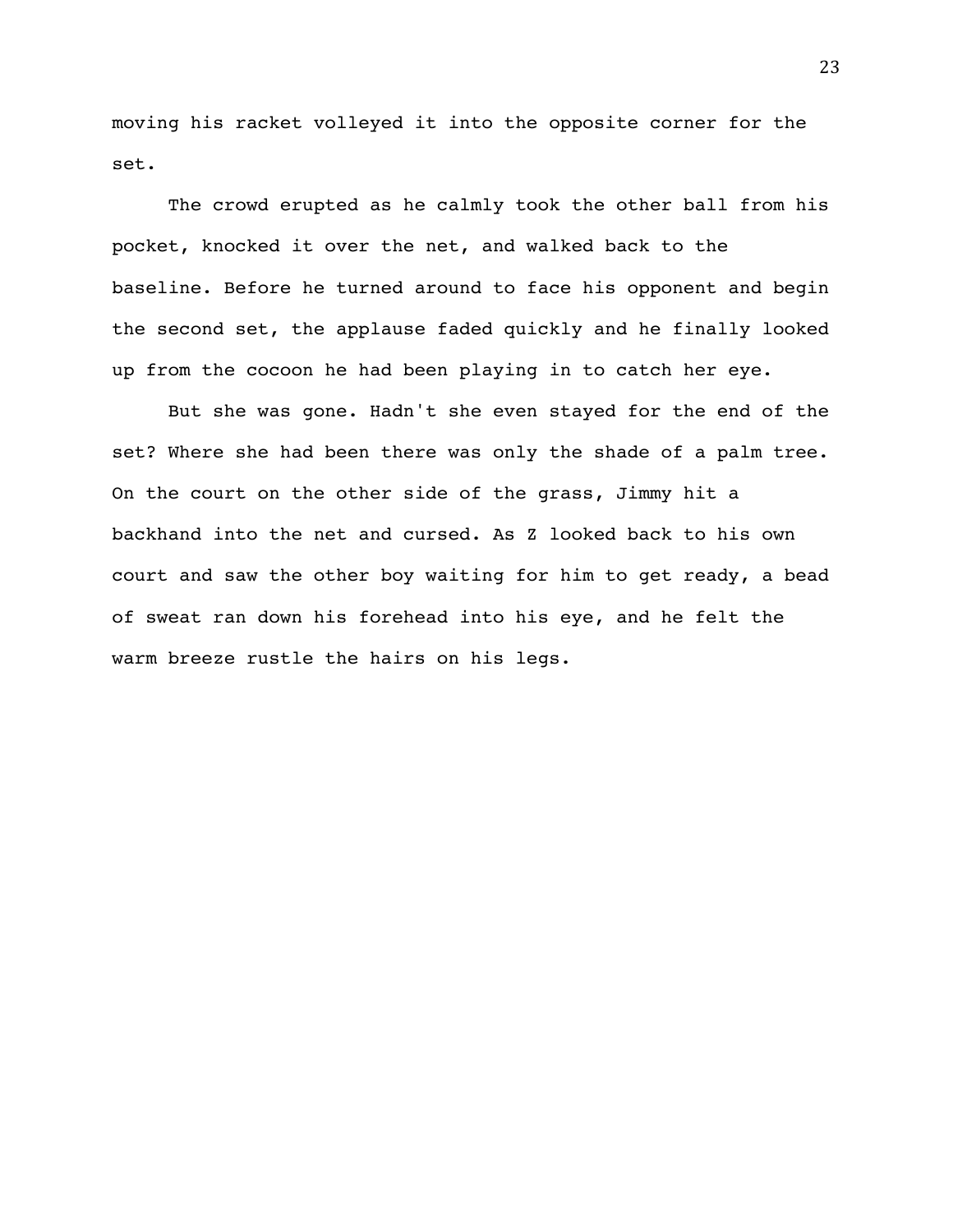moving his racket volleyed it into the opposite corner for the set.

The crowd erupted as he calmly took the other ball from his pocket, knocked it over the net, and walked back to the baseline. Before he turned around to face his opponent and begin the second set, the applause faded quickly and he finally looked up from the cocoon he had been playing in to catch her eye.

But she was gone. Hadn't she even stayed for the end of the set? Where she had been there was only the shade of a palm tree. On the court on the other side of the grass, Jimmy hit a backhand into the net and cursed. As Z looked back to his own court and saw the other boy waiting for him to get ready, a bead of sweat ran down his forehead into his eye, and he felt the warm breeze rustle the hairs on his legs.